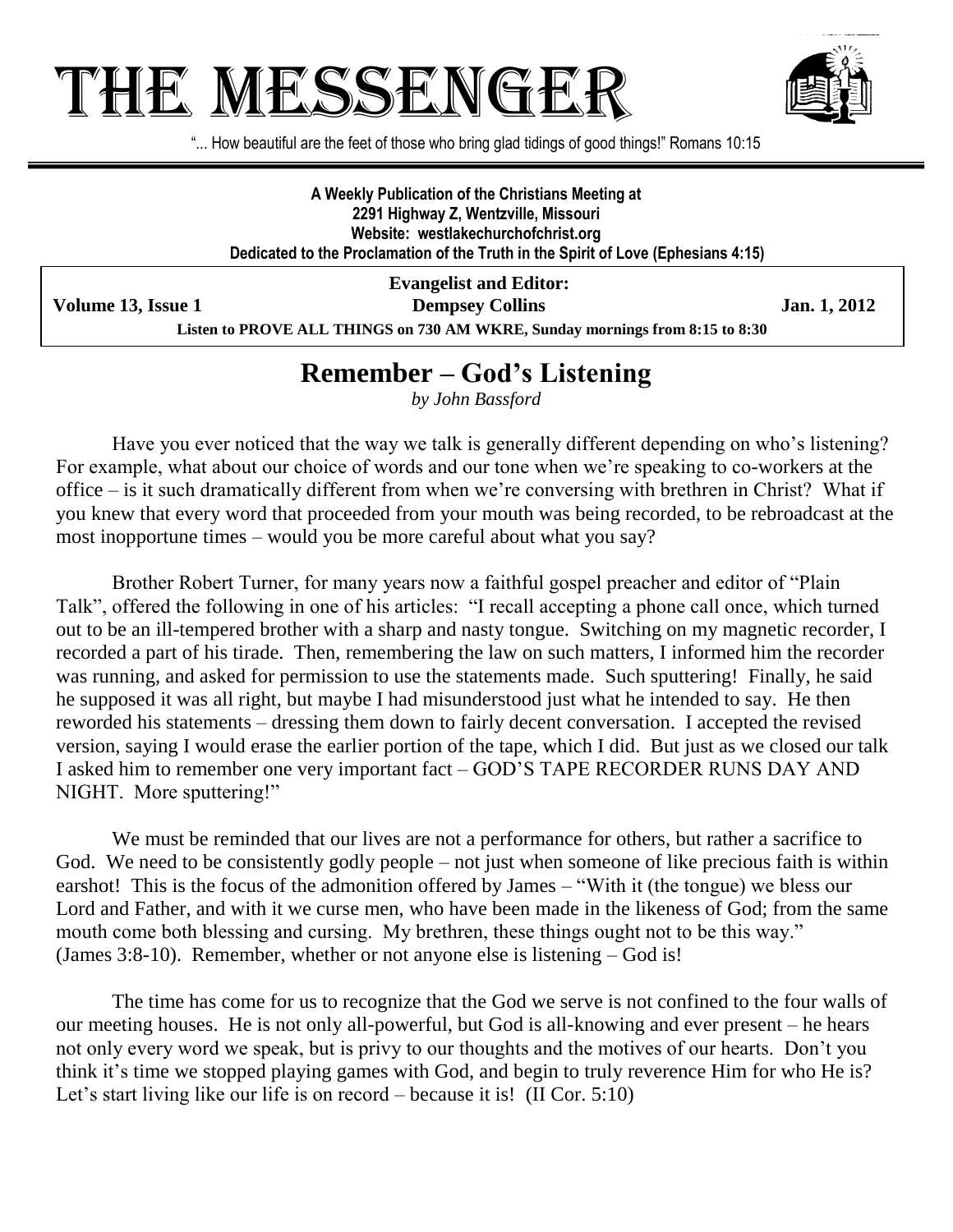# THE MESSENGER

"... How beautiful are the feet of those who bring glad tidings of good things!" Romans 10:15

**A Weekly Publication of the Christians Meeting at**
**2291 Highway Z, Wentzville, Missouri**
**Website: westlakechurchofchrist.org**
**Dedicated to the Proclamation of the Truth in the Spirit of Love (Ephesians 4:15)**

**Volume 13, Issue 1** | **Evangelist and Editor: Dempsey Collins** | **Jan. 1, 2012**

**Listen to PROVE ALL THINGS on 730 AM WKRE, Sunday mornings from 8:15 to 8:30**

## Remember – God's Listening

*by John Bassford*

Have you ever noticed that the way we talk is generally different depending on who's listening? For example, what about our choice of words and our tone when we're speaking to co-workers at the office – is it such dramatically different from when we're conversing with brethren in Christ? What if you knew that every word that proceeded from your mouth was being recorded, to be rebroadcast at the most inopportune times – would you be more careful about what you say?

Brother Robert Turner, for many years now a faithful gospel preacher and editor of "Plain Talk", offered the following in one of his articles: "I recall accepting a phone call once, which turned out to be an ill-tempered brother with a sharp and nasty tongue. Switching on my magnetic recorder, I recorded a part of his tirade. Then, remembering the law on such matters, I informed him the recorder was running, and asked for permission to use the statements made. Such sputtering! Finally, he said he supposed it was all right, but maybe I had misunderstood just what he intended to say. He then reworded his statements – dressing them down to fairly decent conversation. I accepted the revised version, saying I would erase the earlier portion of the tape, which I did. But just as we closed our talk I asked him to remember one very important fact – GOD'S TAPE RECORDER RUNS DAY AND NIGHT. More sputtering!"

We must be reminded that our lives are not a performance for others, but rather a sacrifice to God. We need to be consistently godly people – not just when someone of like precious faith is within earshot! This is the focus of the admonition offered by James – "With it (the tongue) we bless our Lord and Father, and with it we curse men, who have been made in the likeness of God; from the same mouth come both blessing and cursing. My brethren, these things ought not to be this way." (James 3:8-10). Remember, whether or not anyone else is listening – God is!

The time has come for us to recognize that the God we serve is not confined to the four walls of our meeting houses. He is not only all-powerful, but God is all-knowing and ever present – he hears not only every word we speak, but is privy to our thoughts and the motives of our hearts. Don't you think it's time we stopped playing games with God, and begin to truly reverence Him for who He is? Let's start living like our life is on record – because it is! (II Cor. 5:10)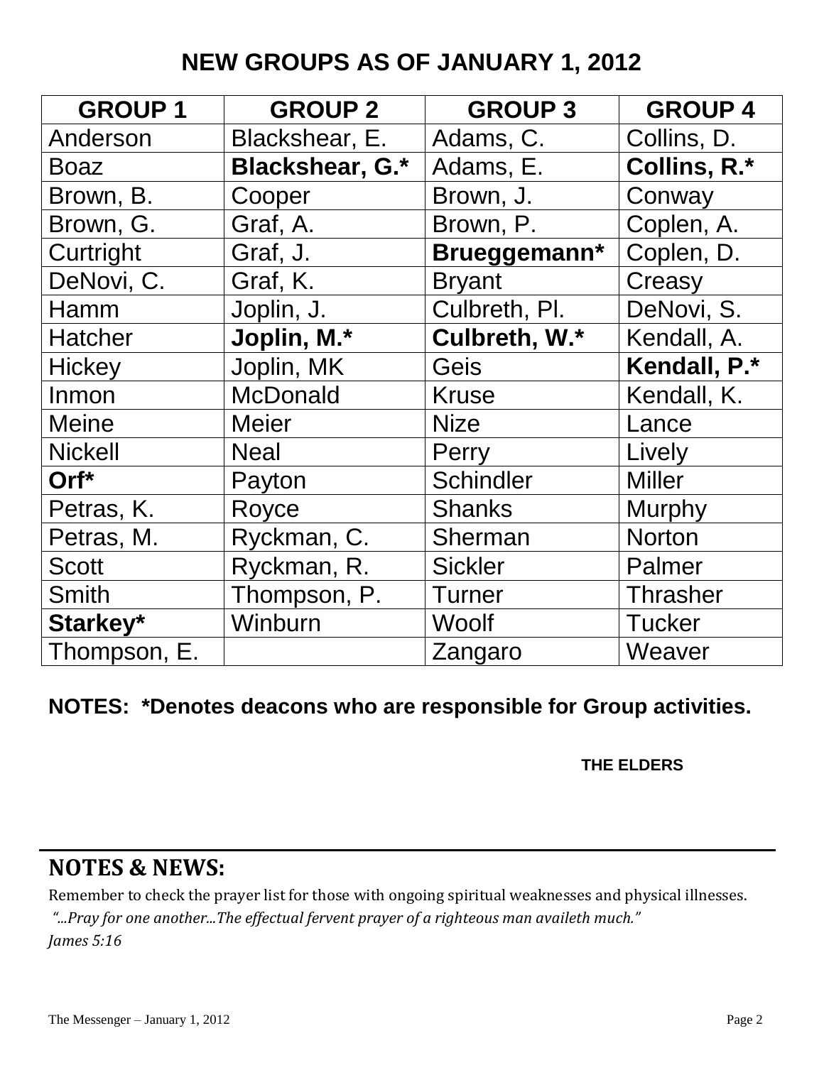# NEW GROUPS AS OF JANUARY 1, 2012

| GROUP 1 | GROUP 2 | GROUP 3 | GROUP 4 |
|---|---|---|---|
| Anderson | Blackshear, E. | Adams, C. | Collins, D. |
| Boaz | **Blackshear, G.*** | Adams, E. | **Collins, R.*** |
| Brown, B. | Cooper | Brown, J. | Conway |
| Brown, G. | Graf, A. | Brown, P. | Coplen, A. |
| Curtright | Graf, J. | **Brueggemann*** | Coplen, D. |
| DeNovi, C. | Graf, K. | Bryant | Creasy |
| Hamm | Joplin, J. | Culbreth, Pl. | DeNovi, S. |
| Hatcher | **Joplin, M.*** | **Culbreth, W.*** | Kendall, A. |
| Hickey | Joplin, MK | Geis | **Kendall, P.*** |
| Inmon | McDonald | Kruse | Kendall, K. |
| Meine | Meier | Nize | Lance |
| Nickell | Neal | Perry | Lively |
| **Orf*** | Payton | Schindler | Miller |
| Petras, K. | Royce | Shanks | Murphy |
| Petras, M. | Ryckman, C. | Sherman | Norton |
| Scott | Ryckman, R. | Sickler | Palmer |
| Smith | Thompson, P. | Turner | Thrasher |
| **Starkey*** | Winburn | Woolf | Tucker |
| Thompson, E. | | Zangaro | Weaver |

**NOTES: *Denotes deacons who are responsible for Group activities.**

**THE ELDERS**

## NOTES & NEWS:

Remember to check the prayer list for those with ongoing spiritual weaknesses and physical illnesses.

*"...Pray for one another...The effectual fervent prayer of a righteous man availeth much."*
*James 5:16*